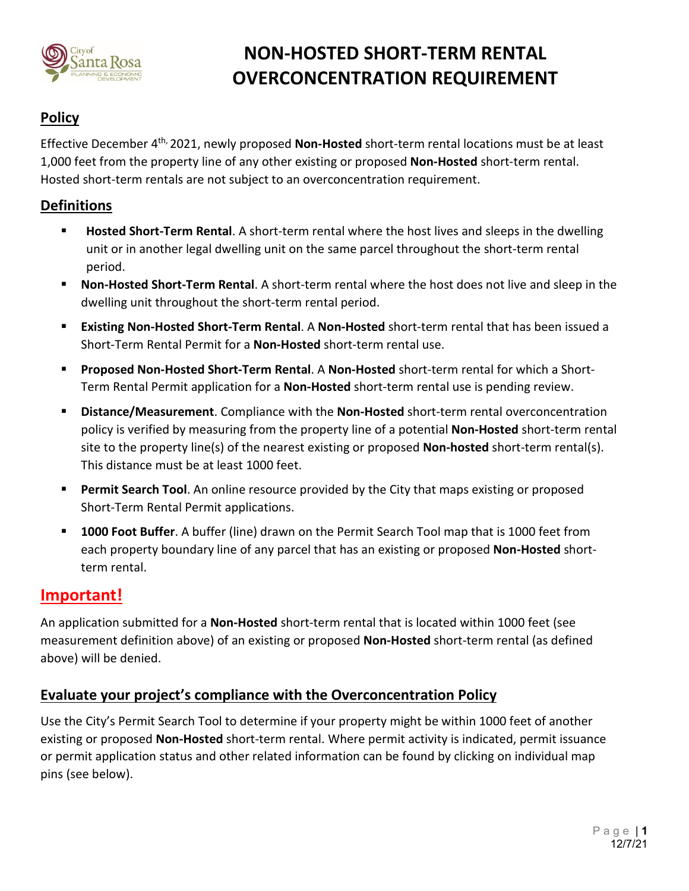# NON-HOSTED SHORT-TERM RENTAL OVERCONCENTRATION REQUIREMENT

## Policy

Effective December 4th, 2021, newly proposed **Non-Hosted** short-term rental locations must be at least 1,000 feet from the property line of any other existing or proposed **Non-Hosted** short-term rental. Hosted short-term rentals are not subject to an overconcentration requirement.

## Definitions

- **Hosted Short-Term Rental**. A short-term rental where the host lives and sleeps in the dwelling unit or in another legal dwelling unit on the same parcel throughout the short-term rental period.
- **Non-Hosted Short-Term Rental**. A short-term rental where the host does not live and sleep in the dwelling unit throughout the short-term rental period.
- **Existing Non-Hosted Short-Term Rental**. A **Non-Hosted** short-term rental that has been issued a Short-Term Rental Permit for a **Non-Hosted** short-term rental use.
- **Proposed Non-Hosted Short-Term Rental**. A **Non-Hosted** short-term rental for which a Short-Term Rental Permit application for a **Non-Hosted** short-term rental use is pending review.
- **Distance/Measurement**. Compliance with the **Non-Hosted** short-term rental overconcentration policy is verified by measuring from the property line of a potential **Non-Hosted** short-term rental site to the property line(s) of the nearest existing or proposed **Non-hosted** short-term rental(s). This distance must be at least 1000 feet.
- **Permit Search Tool**. An online resource provided by the City that maps existing or proposed Short-Term Rental Permit applications.
- **1000 Foot Buffer**. A buffer (line) drawn on the Permit Search Tool map that is 1000 feet from each property boundary line of any parcel that has an existing or proposed **Non-Hosted** short-term rental.

## Important!

An application submitted for a **Non-Hosted** short-term rental that is located within 1000 feet (see measurement definition above) of an existing or proposed **Non-Hosted** short-term rental (as defined above) will be denied.

### Evaluate your project's compliance with the Overconcentration Policy

Use the City's Permit Search Tool to determine if your property might be within 1000 feet of another existing or proposed **Non-Hosted** short-term rental. Where permit activity is indicated, permit issuance or permit application status and other related information can be found by clicking on individual map pins (see below).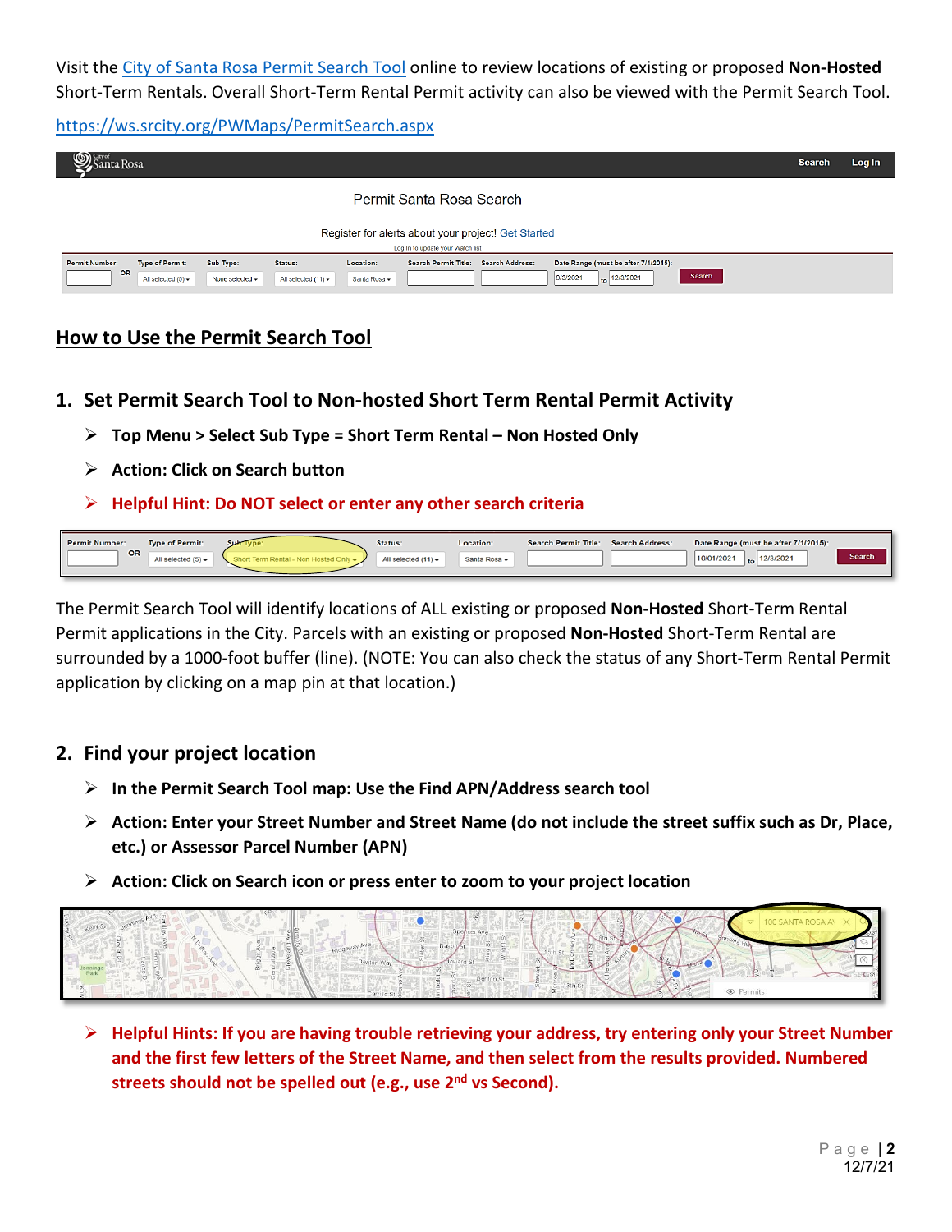Visit the [City of Santa Rosa Permit Search Tool](https://ws.srcity.org/PWMaps/PermitSearch.aspx) online to review locations of existing or proposed **Non-Hosted** Short-Term Rentals. Overall Short-Term Rental Permit activity can also be viewed with the Permit Search Tool.

https://ws.srcity.org/PWMaps/PermitSearch.aspx

## How to Use the Permit Search Tool

### 1. Set Permit Search Tool to Non-hosted Short Term Rental Permit Activity

- **Top Menu > Select Sub Type = Short Term Rental – Non Hosted Only**
- **Action: Click on Search button**
- **Helpful Hint: Do NOT select or enter any other search criteria**

The Permit Search Tool will identify locations of ALL existing or proposed **Non-Hosted** Short-Term Rental Permit applications in the City. Parcels with an existing or proposed **Non-Hosted** Short-Term Rental are surrounded by a 1000-foot buffer (line). (NOTE: You can also check the status of any Short-Term Rental Permit application by clicking on a map pin at that location.)

### 2. Find your project location

- **In the Permit Search Tool map: Use the Find APN/Address search tool**
- **Action: Enter your Street Number and Street Name (do not include the street suffix such as Dr, Place, etc.) or Assessor Parcel Number (APN)**
- **Action: Click on Search icon or press enter to zoom to your project location**
- **Helpful Hints: If you are having trouble retrieving your address, try entering only your Street Number and the first few letters of the Street Name, and then select from the results provided. Numbered streets should not be spelled out (e.g., use 2nd vs Second).**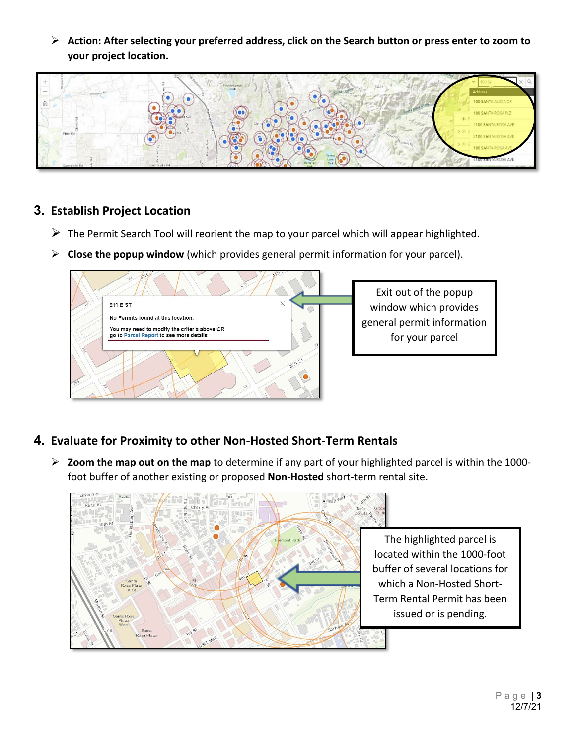- **Action: After selecting your preferred address, click on the Search button or press enter to zoom to your project location.**

## 3. Establish Project Location

- The Permit Search Tool will reorient the map to your parcel which will appear highlighted.
- **Close the popup window** (which provides general permit information for your parcel).

Exit out of the popup window which provides general permit information for your parcel

## 4. Evaluate for Proximity to other Non-Hosted Short-Term Rentals

- **Zoom the map out on the map** to determine if any part of your highlighted parcel is within the 1000-foot buffer of another existing or proposed **Non-Hosted** short-term rental site.

The highlighted parcel is located within the 1000-foot buffer of several locations for which a Non-Hosted Short-Term Rental Permit has been issued or is pending.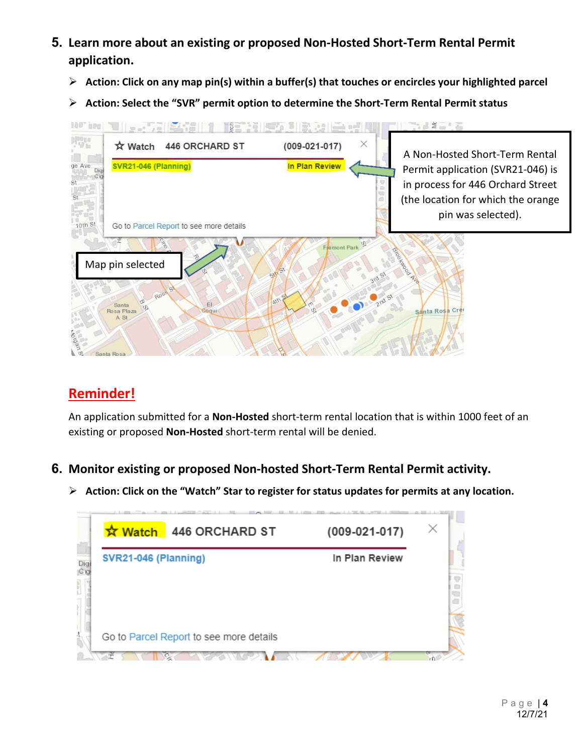5. **Learn more about an existing or proposed Non-Hosted Short-Term Rental Permit application.**

- **Action: Click on any map pin(s) within a buffer(s) that touches or encircles your highlighted parcel**
- **Action: Select the "SVR" permit option to determine the Short-Term Rental Permit status**

Watch 446 ORCHARD ST (009-021-017)

SVR21-046 (Planning) In Plan Review

Go to Parcel Report to see more details

A Non-Hosted Short-Term Rental Permit application (SVR21-046) is in process for 446 Orchard Street (the location for which the orange pin was selected).

Map pin selected

## Reminder!

An application submitted for a **Non-Hosted** short-term rental location that is within 1000 feet of an existing or proposed **Non-Hosted** short-term rental will be denied.

6. **Monitor existing or proposed Non-hosted Short-Term Rental Permit activity.**

- **Action: Click on the "Watch" Star to register for status updates for permits at any location.**

Watch 446 ORCHARD ST (009-021-017)

SVR21-046 (Planning) In Plan Review

Go to Parcel Report to see more details

12/7/21